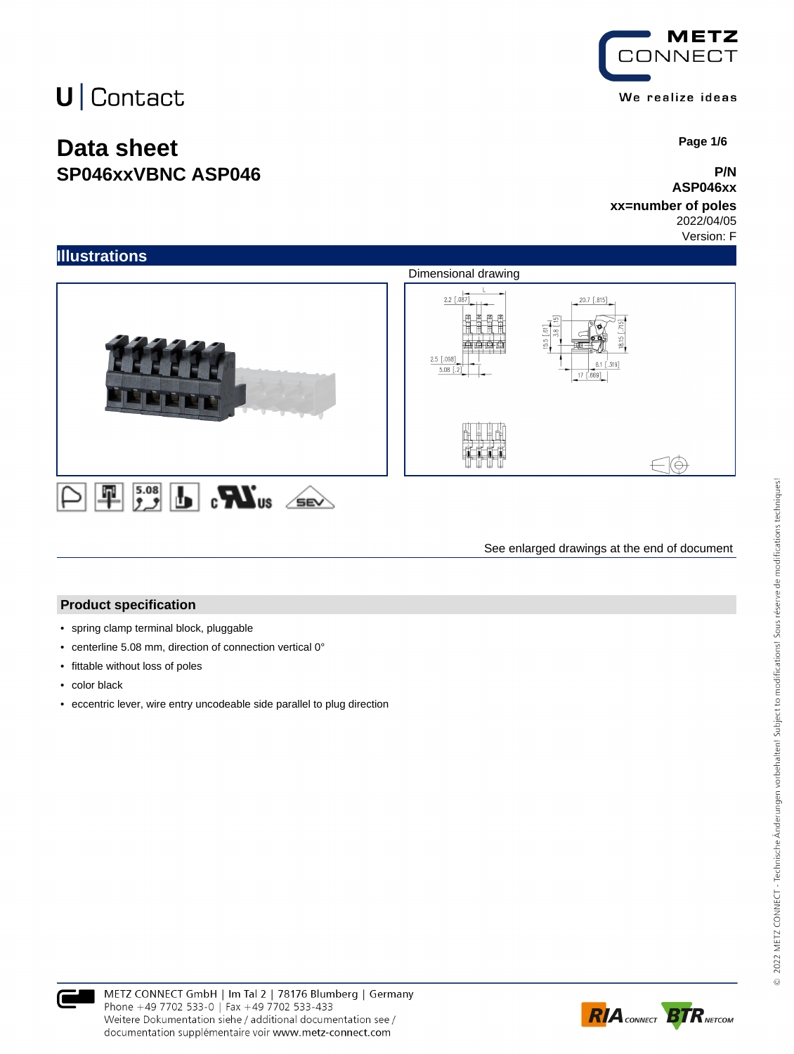U | Contact

METZ CONNECT

We realize ideas

# Data sheet
## SP046xxVBNC ASP046

**P/N**
**ASP046xx**
**xx=number of poles**
2022/04/05
Version: F

## Illustrations

Dimensional drawing

See enlarged drawings at the end of document

## Product specification

- spring clamp terminal block, pluggable
- centerline 5.08 mm, direction of connection vertical 0°
- fittable without loss of poles
- color black
- eccentric lever, wire entry uncodeable side parallel to plug direction

METZ CONNECT GmbH | Im Tal 2 | 78176 Blumberg | Germany
Phone +49 7702 533-0 | Fax +49 7702 533-433
Weitere Dokumentation siehe / additional documentation see /
documentation supplémentaire voir www.metz-connect.com

© 2022 METZ CONNECT - Technische Änderungen vorbehalten! Subject to modifications! Sous réserve de modifications techniques!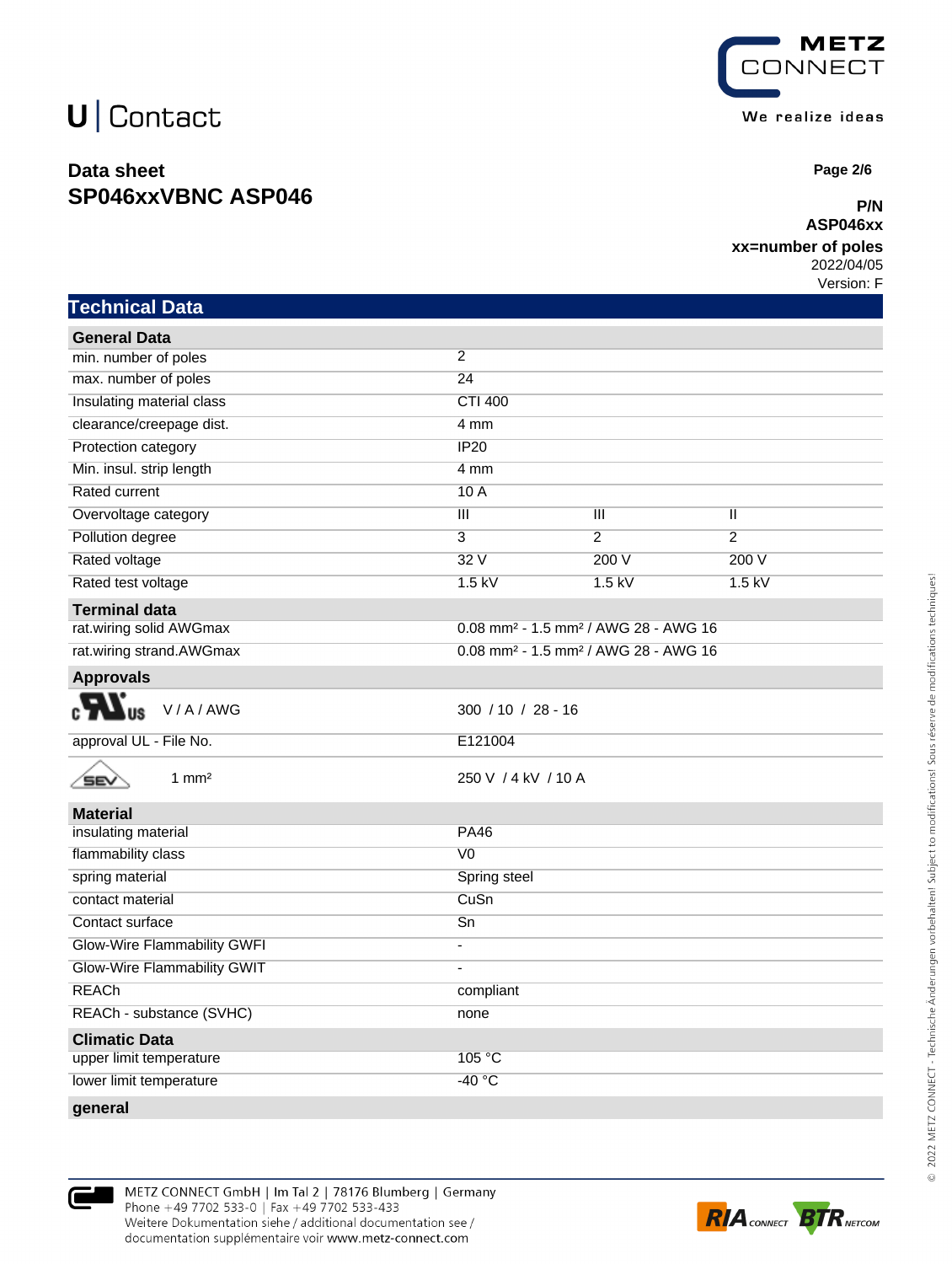U | Contact

## Data sheet
## SP046xxVBNC ASP046

**P/N**
**ASP046xx**
**xx=number of poles**
2022/04/05
Version: F

# Technical Data

| **General Data** | | | |
|---|---|---|---|
| min. number of poles | 2 | | |
| max. number of poles | 24 | | |
| Insulating material class | CTI 400 | | |
| clearance/creepage dist. | 4 mm | | |
| Protection category | IP20 | | |
| Min. insul. strip length | 4 mm | | |
| Rated current | 10 A | | |
| Overvoltage category | III | III | II |
| Pollution degree | 3 | 2 | 2 |
| Rated voltage | 32 V | 200 V | 200 V |
| Rated test voltage | 1.5 kV | 1.5 kV | 1.5 kV |
| **Terminal data** | | | |
| rat.wiring solid AWGmax | 0.08 mm² - 1.5 mm² / AWG 28 - AWG 16 | | |
| rat.wiring strand.AWGmax | 0.08 mm² - 1.5 mm² / AWG 28 - AWG 16 | | |
| **Approvals** | | | |
| cULus V / A / AWG | 300 / 10 / 28 - 16 | | |
| approval UL - File No. | E121004 | | |
| SEV 1 mm² | 250 V / 4 kV / 10 A | | |
| **Material** | | | |
| insulating material | PA46 | | |
| flammability class | V0 | | |
| spring material | Spring steel | | |
| contact material | CuSn | | |
| Contact surface | Sn | | |
| Glow-Wire Flammability GWFI | - | | |
| Glow-Wire Flammability GWIT | - | | |
| REACh | compliant | | |
| REACh - substance (SVHC) | none | | |
| **Climatic Data** | | | |
| upper limit temperature | 105 °C | | |
| lower limit temperature | -40 °C | | |
| **general** | | | |

METZ CONNECT GmbH | Im Tal 2 | 78176 Blumberg | Germany
Phone +49 7702 533-0 | Fax +49 7702 533-433
Weitere Dokumentation siehe / additional documentation see / documentation supplémentaire voir www.metz-connect.com

© 2022 METZ CONNECT - Technische Änderungen vorbehalten! Subject to modifications! Sous réserve de modifications techniques!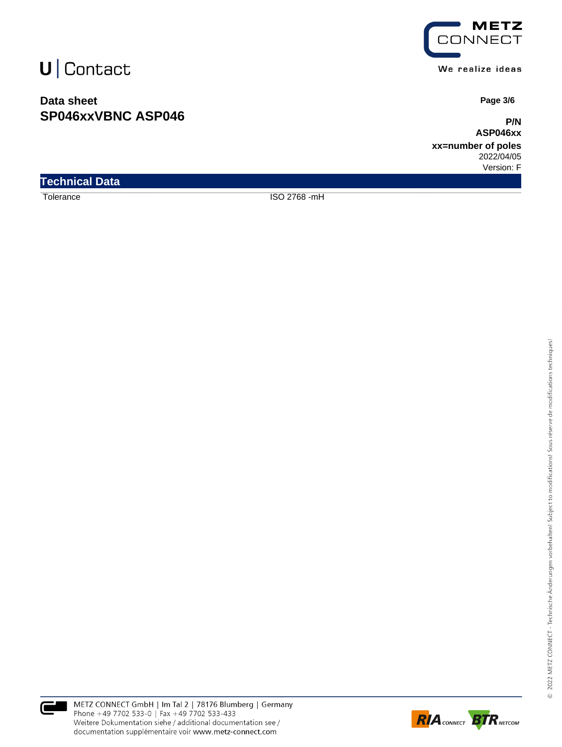## Technical Data

| | |
|---|---|
| Tolerance | ISO 2768 -mH |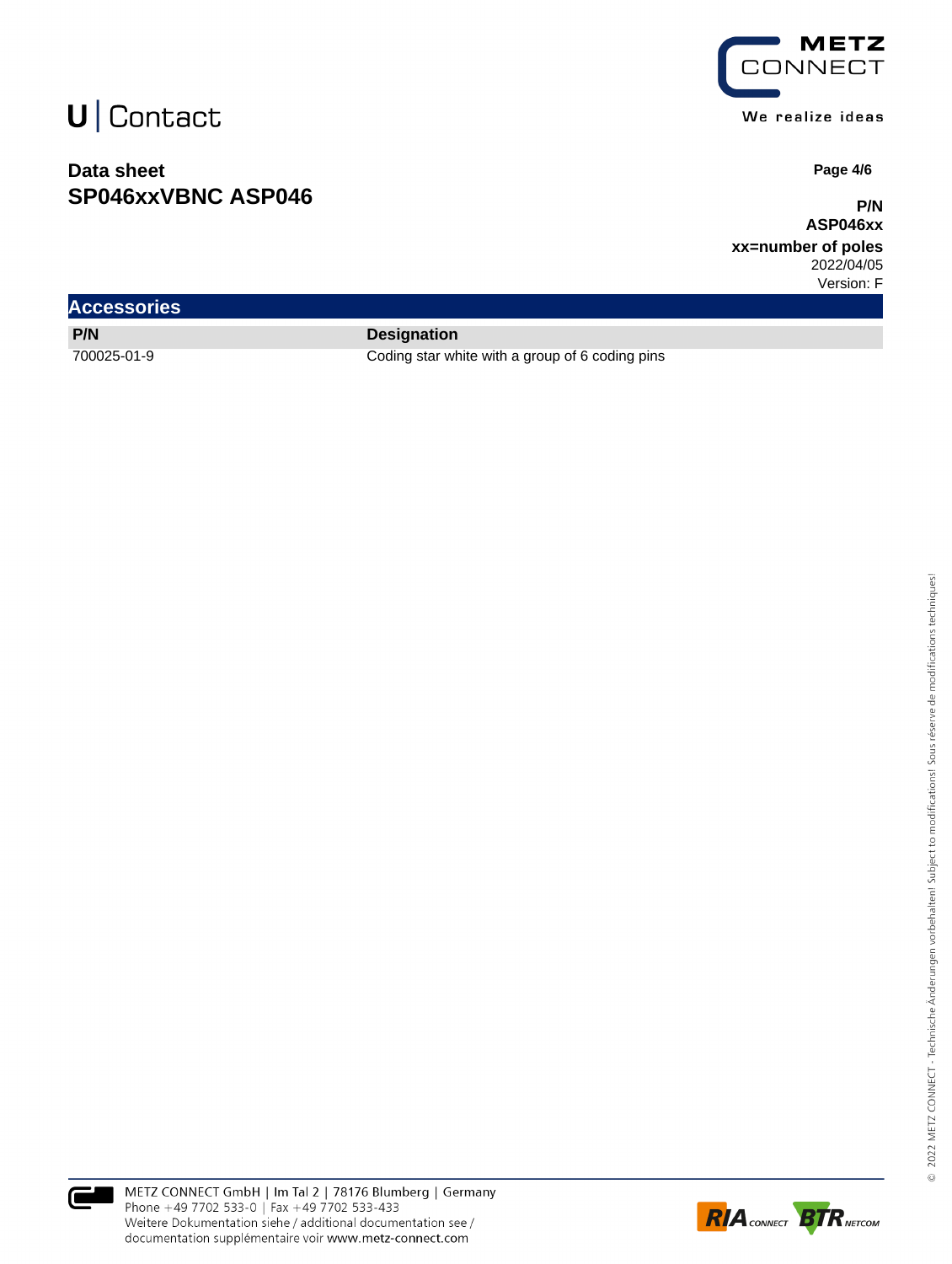## Accessories

| P/N | Designation |
|---|---|
| 700025-01-9 | Coding star white with a group of 6 coding pins |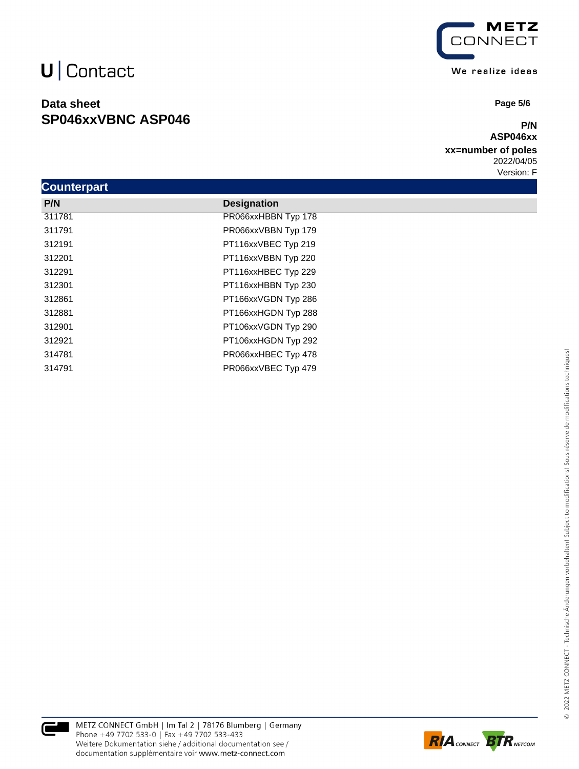## Counterpart

| P/N | Designation |
| --- | --- |
| 311781 | PR066xxHBBN Typ 178 |
| 311791 | PR066xxVBBN Typ 179 |
| 312191 | PT116xxVBEC Typ 219 |
| 312201 | PT116xxVBBN Typ 220 |
| 312291 | PT116xxHBEC Typ 229 |
| 312301 | PT116xxHBBN Typ 230 |
| 312861 | PT166xxVGDN Typ 286 |
| 312881 | PT166xxHGDN Typ 288 |
| 312901 | PT106xxVGDN Typ 290 |
| 312921 | PT106xxHGDN Typ 292 |
| 314781 | PR066xxHBEC Typ 478 |
| 314791 | PR066xxVBEC Typ 479 |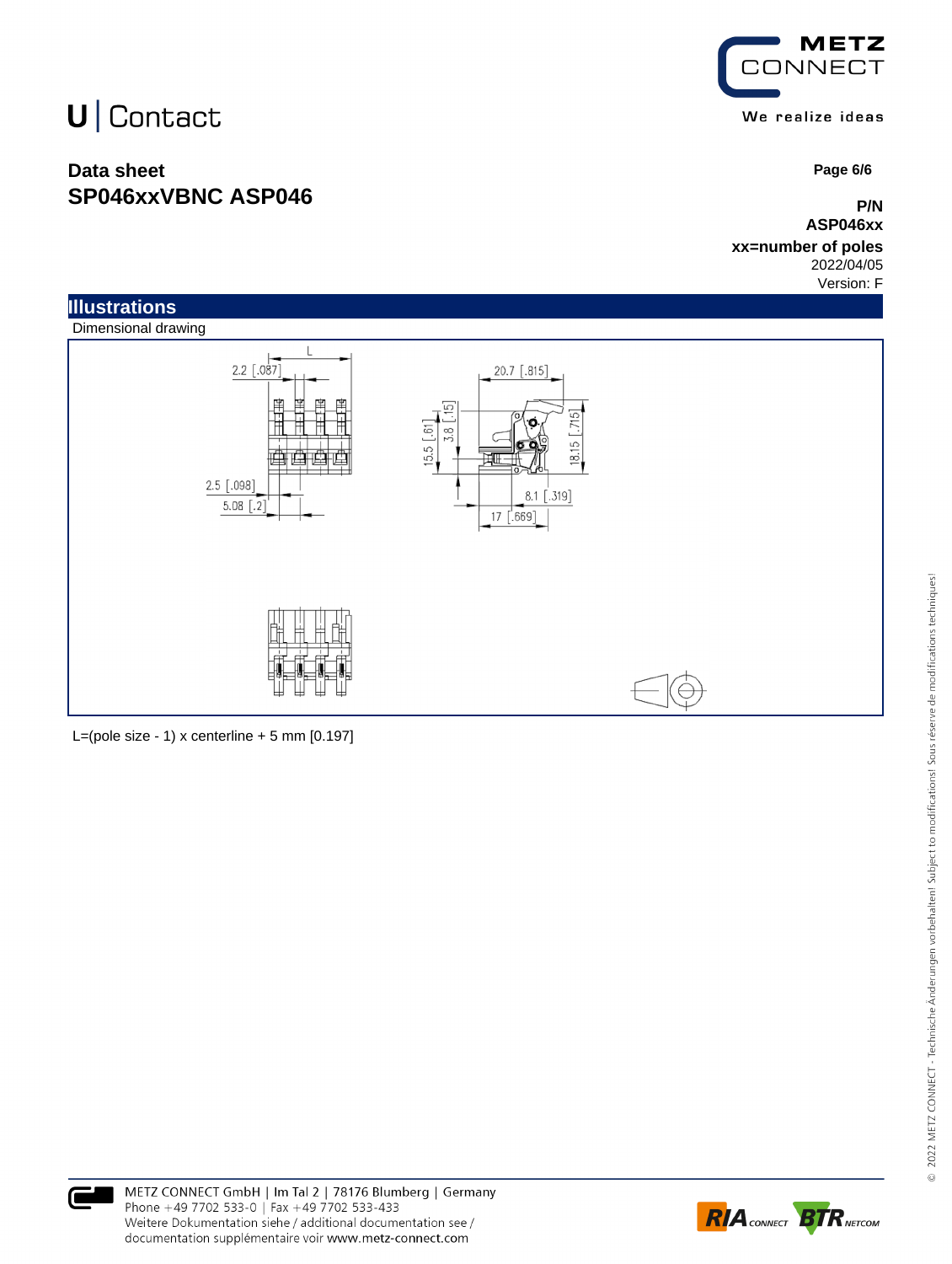# Data sheet
## SP046xxVBNC ASP046

**P/N**
**ASP046xx**
**xx=number of poles**
2022/04/05
Version: F

## Illustrations

Dimensional drawing

L
2.2 [.087]
2.5 [.098]
5.08 [.2]
20.7 [.815]
15.5 [.61]
3.8 [.15]
18.15 [.715]
8.1 [.319]
17 [.669]

L=(pole size - 1) x centerline + 5 mm [0.197]